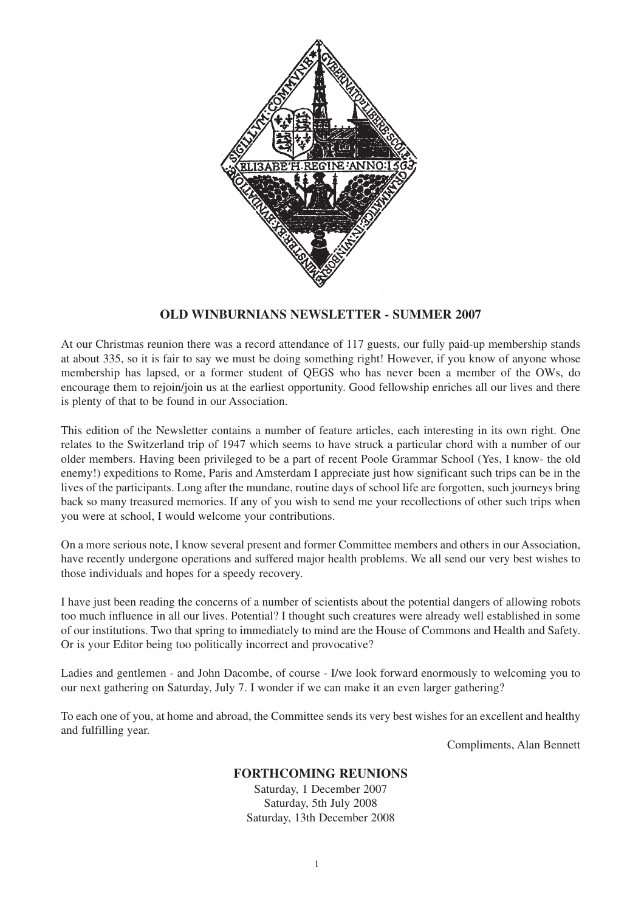## OLD WINBURNIANS NEWSLETTER - SUMMER 2007

At our Christmas reunion there was a record attendance of 117 guests, our fully paid-up membership stands at about 335, so it is fair to say we must be doing something right! However, if you know of anyone whose membership has lapsed, or a former student of QEGS who has never been a member of the OWs, do encourage them to rejoin/join us at the earliest opportunity. Good fellowship enriches all our lives and there is plenty of that to be found in our Association.

This edition of the Newsletter contains a number of feature articles, each interesting in its own right. One relates to the Switzerland trip of 1947 which seems to have struck a particular chord with a number of our older members. Having been privileged to be a part of recent Poole Grammar School (Yes, I know- the old enemy!) expeditions to Rome, Paris and Amsterdam I appreciate just how significant such trips can be in the lives of the participants. Long after the mundane, routine days of school life are forgotten, such journeys bring back so many treasured memories. If any of you wish to send me your recollections of other such trips when you were at school, I would welcome your contributions.

On a more serious note, I know several present and former Committee members and others in our Association, have recently undergone operations and suffered major health problems. We all send our very best wishes to those individuals and hopes for a speedy recovery.

I have just been reading the concerns of a number of scientists about the potential dangers of allowing robots too much influence in all our lives. Potential? I thought such creatures were already well established in some of our institutions. Two that spring to immediately to mind are the House of Commons and Health and Safety. Or is your Editor being too politically incorrect and provocative?

Ladies and gentlemen - and John Dacombe, of course - I/we look forward enormously to welcoming you to our next gathering on Saturday, July 7. I wonder if we can make it an even larger gathering?

To each one of you, at home and abroad, the Committee sends its very best wishes for an excellent and healthy and fulfilling year.

Compliments, Alan Bennett

### FORTHCOMING REUNIONS

Saturday, 1 December 2007
Saturday, 5th July 2008
Saturday, 13th December 2008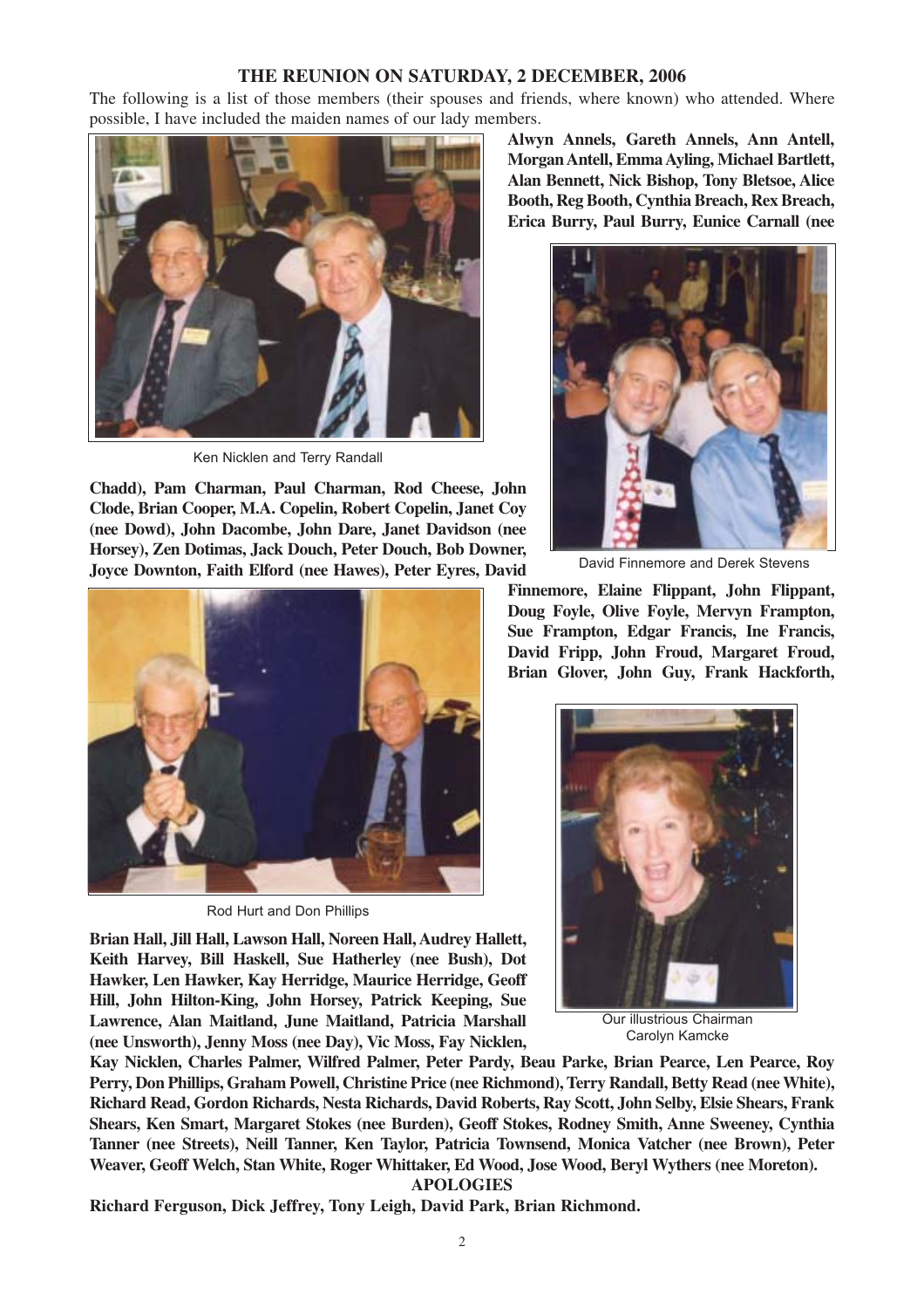## THE REUNION ON SATURDAY, 2 DECEMBER, 2006

The following is a list of those members (their spouses and friends, where known) who attended. Where possible, I have included the maiden names of our lady members.

Ken Nicklen and Terry Randall

David Finnemore and Derek Stevens

Rod Hurt and Don Phillips

Our illustrious Chairman Carolyn Kamcke

**Alwyn Annels, Gareth Annels, Ann Antell, Morgan Antell, Emma Ayling, Michael Bartlett, Alan Bennett, Nick Bishop, Tony Bletsoe, Alice Booth, Reg Booth, Cynthia Breach, Rex Breach, Erica Burry, Paul Burry, Eunice Carnall (nee Chadd), Pam Charman, Paul Charman, Rod Cheese, John Clode, Brian Cooper, M.A. Copelin, Robert Copelin, Janet Coy (nee Dowd), John Dacombe, John Dare, Janet Davidson (nee Horsey), Zen Dotimas, Jack Douch, Peter Douch, Bob Downer, Joyce Downton, Faith Elford (nee Hawes), Peter Eyres, David Finnemore, Elaine Flippant, John Flippant, Doug Foyle, Olive Foyle, Mervyn Frampton, Sue Frampton, Edgar Francis, Ine Francis, David Fripp, John Froud, Margaret Froud, Brian Glover, John Guy, Frank Hackforth, Brian Hall, Jill Hall, Lawson Hall, Noreen Hall, Audrey Hallett, Keith Harvey, Bill Haskell, Sue Hatherley (nee Bush), Dot Hawker, Len Hawker, Kay Herridge, Maurice Herridge, Geoff Hill, John Hilton-King, John Horsey, Patrick Keeping, Sue Lawrence, Alan Maitland, June Maitland, Patricia Marshall (nee Unsworth), Jenny Moss (nee Day), Vic Moss, Fay Nicklen, Kay Nicklen, Charles Palmer, Wilfred Palmer, Peter Pardy, Beau Parke, Brian Pearce, Len Pearce, Roy Perry, Don Phillips, Graham Powell, Christine Price (nee Richmond), Terry Randall, Betty Read (nee White), Richard Read, Gordon Richards, Nesta Richards, David Roberts, Ray Scott, John Selby, Elsie Shears, Frank Shears, Ken Smart, Margaret Stokes (nee Burden), Geoff Stokes, Rodney Smith, Anne Sweeney, Cynthia Tanner (nee Streets), Neill Tanner, Ken Taylor, Patricia Townsend, Monica Vatcher (nee Brown), Peter Weaver, Geoff Welch, Stan White, Roger Whittaker, Ed Wood, Jose Wood, Beryl Wythers (nee Moreton).**

**APOLOGIES**

**Richard Ferguson, Dick Jeffrey, Tony Leigh, David Park, Brian Richmond.**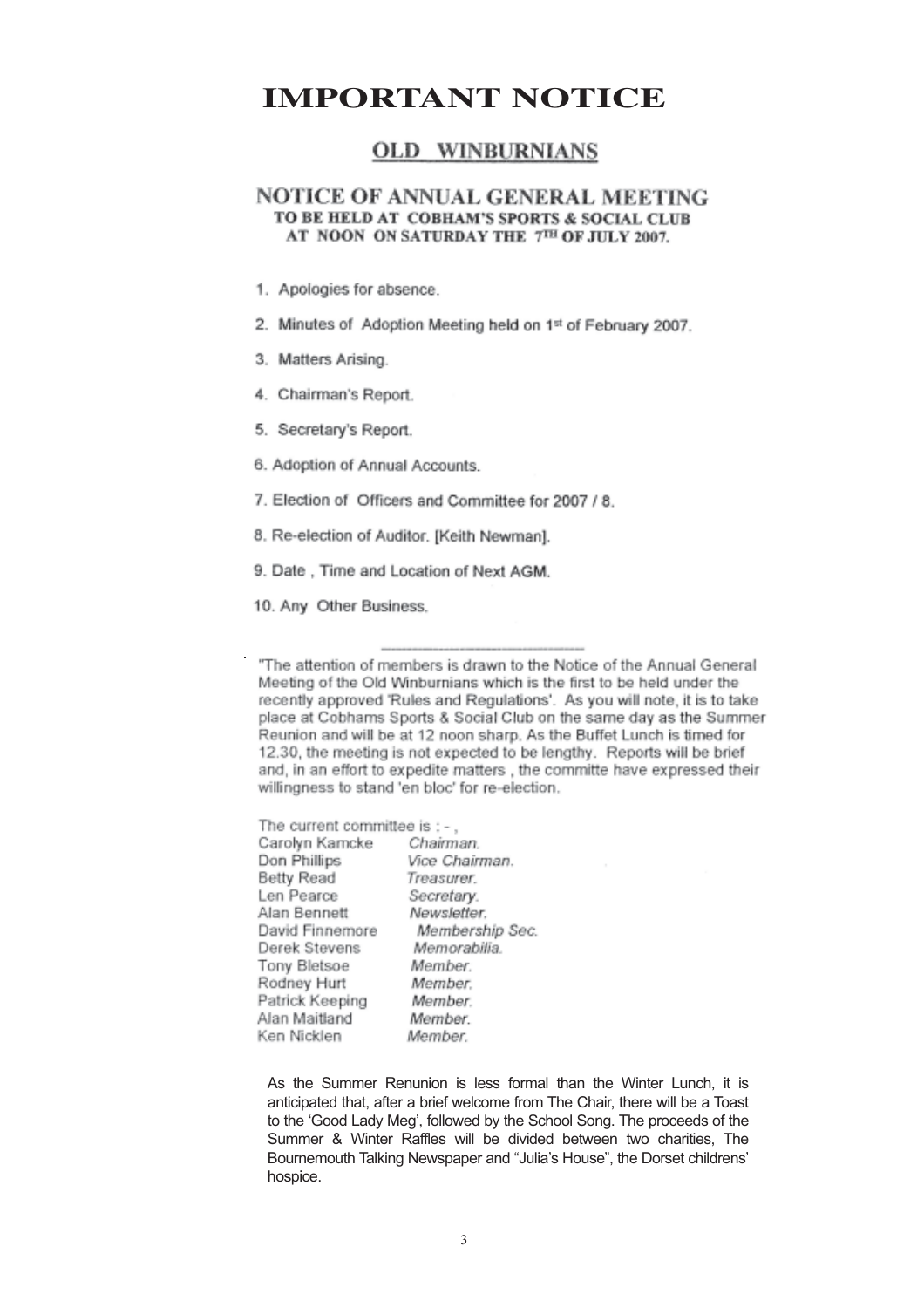# IMPORTANT NOTICE

## OLD WINBURNIANS

### NOTICE OF ANNUAL GENERAL MEETING

**TO BE HELD AT COBHAM'S SPORTS & SOCIAL CLUB AT NOON ON SATURDAY THE 7TH OF JULY 2007.**

1. Apologies for absence.
2. Minutes of Adoption Meeting held on 1st of February 2007.
3. Matters Arising.
4. Chairman's Report.
5. Secretary's Report.
6. Adoption of Annual Accounts.
7. Election of Officers and Committee for 2007 / 8.
8. Re-election of Auditor. [Keith Newman].
9. Date , Time and Location of Next AGM.
10. Any Other Business.

---

"The attention of members is drawn to the Notice of the Annual General Meeting of the Old Winburnians which is the first to be held under the recently approved 'Rules and Regulations'. As you will note, it is to take place at Cobhams Sports & Social Club on the same day as the Summer Reunion and will be at 12 noon sharp. As the Buffet Lunch is timed for 12.30, the meeting is not expected to be lengthy. Reports will be brief and, in an effort to expedite matters , the committe have expressed their willingness to stand 'en bloc' for re-election.

The current committee is : - ,

| | |
|---|---|
| Carolyn Kamcke | *Chairman.* |
| Don Phillips | *Vice Chairman.* |
| Betty Read | *Treasurer.* |
| Len Pearce | *Secretary.* |
| Alan Bennett | *Newsletter.* |
| David Finnemore | *Membership Sec.* |
| Derek Stevens | *Memorabilia.* |
| Tony Bletsoe | *Member.* |
| Rodney Hurt | *Member.* |
| Patrick Keeping | *Member.* |
| Alan Maitland | *Member.* |
| Ken Nicklen | *Member.* |

As the Summer Renunion is less formal than the Winter Lunch, it is anticipated that, after a brief welcome from The Chair, there will be a Toast to the 'Good Lady Meg', followed by the School Song. The proceeds of the Summer & Winter Raffles will be divided between two charities, The Bournemouth Talking Newspaper and "Julia's House", the Dorset childrens' hospice.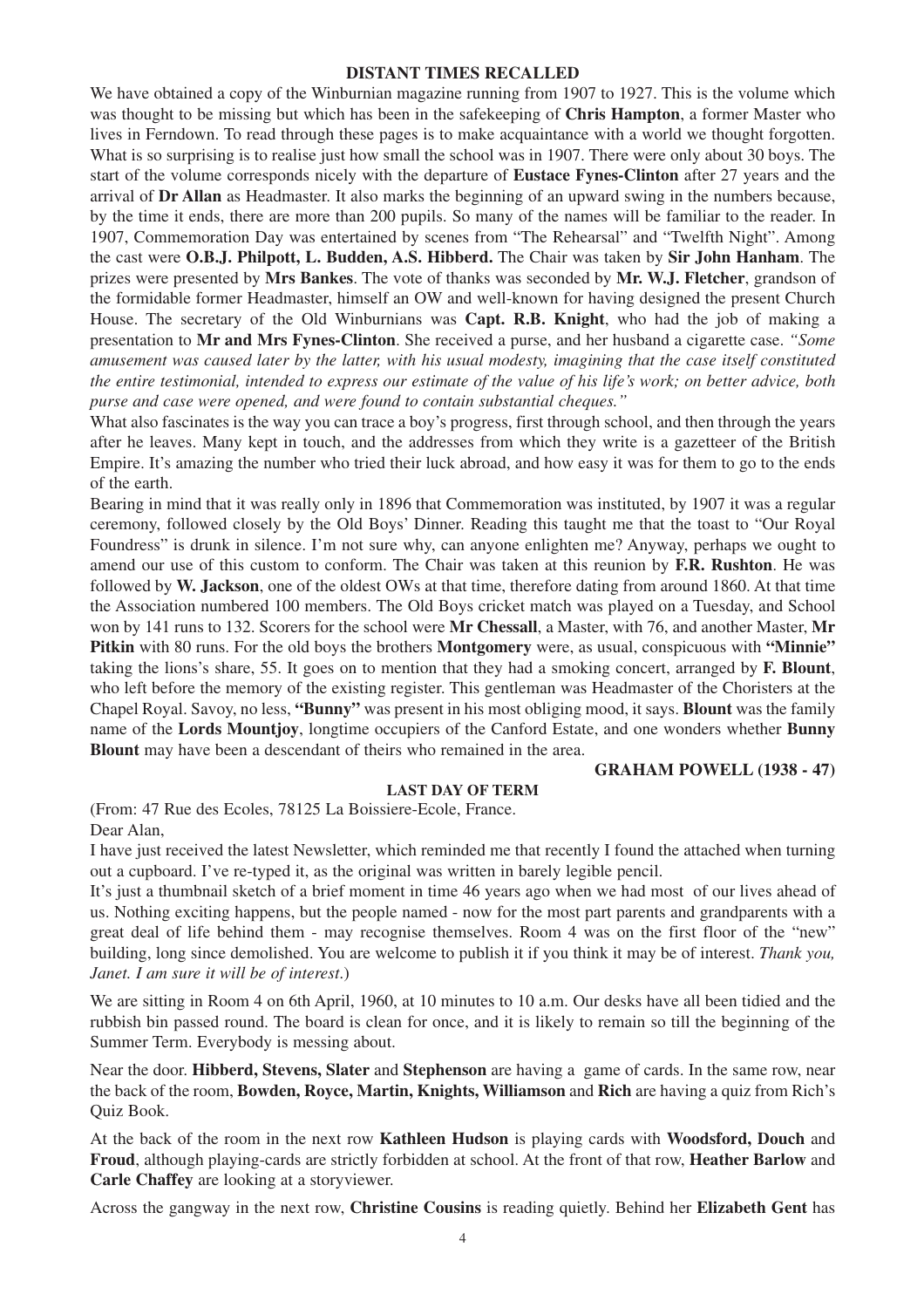## DISTANT TIMES RECALLED

We have obtained a copy of the Winburnian magazine running from 1907 to 1927. This is the volume which was thought to be missing but which has been in the safekeeping of **Chris Hampton**, a former Master who lives in Ferndown. To read through these pages is to make acquaintance with a world we thought forgotten. What is so surprising is to realise just how small the school was in 1907. There were only about 30 boys. The start of the volume corresponds nicely with the departure of **Eustace Fynes-Clinton** after 27 years and the arrival of **Dr Allan** as Headmaster. It also marks the beginning of an upward swing in the numbers because, by the time it ends, there are more than 200 pupils. So many of the names will be familiar to the reader. In 1907, Commemoration Day was entertained by scenes from "The Rehearsal" and "Twelfth Night". Among the cast were **O.B.J. Philpott, L. Budden, A.S. Hibberd.** The Chair was taken by **Sir John Hanham**. The prizes were presented by **Mrs Bankes**. The vote of thanks was seconded by **Mr. W.J. Fletcher**, grandson of the formidable former Headmaster, himself an OW and well-known for having designed the present Church House. The secretary of the Old Winburnians was **Capt. R.B. Knight**, who had the job of making a presentation to **Mr and Mrs Fynes-Clinton**. She received a purse, and her husband a cigarette case. *"Some amusement was caused later by the latter, with his usual modesty, imagining that the case itself constituted the entire testimonial, intended to express our estimate of the value of his life's work; on better advice, both purse and case were opened, and were found to contain substantial cheques."*

What also fascinates is the way you can trace a boy's progress, first through school, and then through the years after he leaves. Many kept in touch, and the addresses from which they write is a gazetteer of the British Empire. It's amazing the number who tried their luck abroad, and how easy it was for them to go to the ends of the earth.

Bearing in mind that it was really only in 1896 that Commemoration was instituted, by 1907 it was a regular ceremony, followed closely by the Old Boys' Dinner. Reading this taught me that the toast to "Our Royal Foundress" is drunk in silence. I'm not sure why, can anyone enlighten me? Anyway, perhaps we ought to amend our use of this custom to conform. The Chair was taken at this reunion by **F.R. Rushton**. He was followed by **W. Jackson**, one of the oldest OWs at that time, therefore dating from around 1860. At that time the Association numbered 100 members. The Old Boys cricket match was played on a Tuesday, and School won by 141 runs to 132. Scorers for the school were **Mr Chessall**, a Master, with 76, and another Master, **Mr Pitkin** with 80 runs. For the old boys the brothers **Montgomery** were, as usual, conspicuous with **"Minnie"** taking the lions's share, 55. It goes on to mention that they had a smoking concert, arranged by **F. Blount**, who left before the memory of the existing register. This gentleman was Headmaster of the Choristers at the Chapel Royal. Savoy, no less, **"Bunny"** was present in his most obliging mood, it says. **Blount** was the family name of the **Lords Mountjoy**, longtime occupiers of the Canford Estate, and one wonders whether **Bunny Blount** may have been a descendant of theirs who remained in the area.

**GRAHAM POWELL (1938 - 47)**

## LAST DAY OF TERM

(From: 47 Rue des Ecoles, 78125 La Boissiere-Ecole, France.

Dear Alan,

I have just received the latest Newsletter, which reminded me that recently I found the attached when turning out a cupboard. I've re-typed it, as the original was written in barely legible pencil.

It's just a thumbnail sketch of a brief moment in time 46 years ago when we had most of our lives ahead of us. Nothing exciting happens, but the people named - now for the most part parents and grandparents with a great deal of life behind them - may recognise themselves. Room 4 was on the first floor of the "new" building, long since demolished. You are welcome to publish it if you think it may be of interest. *Thank you, Janet. I am sure it will be of interest*.)

We are sitting in Room 4 on 6th April, 1960, at 10 minutes to 10 a.m. Our desks have all been tidied and the rubbish bin passed round. The board is clean for once, and it is likely to remain so till the beginning of the Summer Term. Everybody is messing about.

Near the door. **Hibberd, Stevens, Slater** and **Stephenson** are having a game of cards. In the same row, near the back of the room, **Bowden, Royce, Martin, Knights, Williamson** and **Rich** are having a quiz from Rich's Quiz Book.

At the back of the room in the next row **Kathleen Hudson** is playing cards with **Woodsford, Douch** and **Froud**, although playing-cards are strictly forbidden at school. At the front of that row, **Heather Barlow** and **Carle Chaffey** are looking at a storyviewer.

Across the gangway in the next row, **Christine Cousins** is reading quietly. Behind her **Elizabeth Gent** has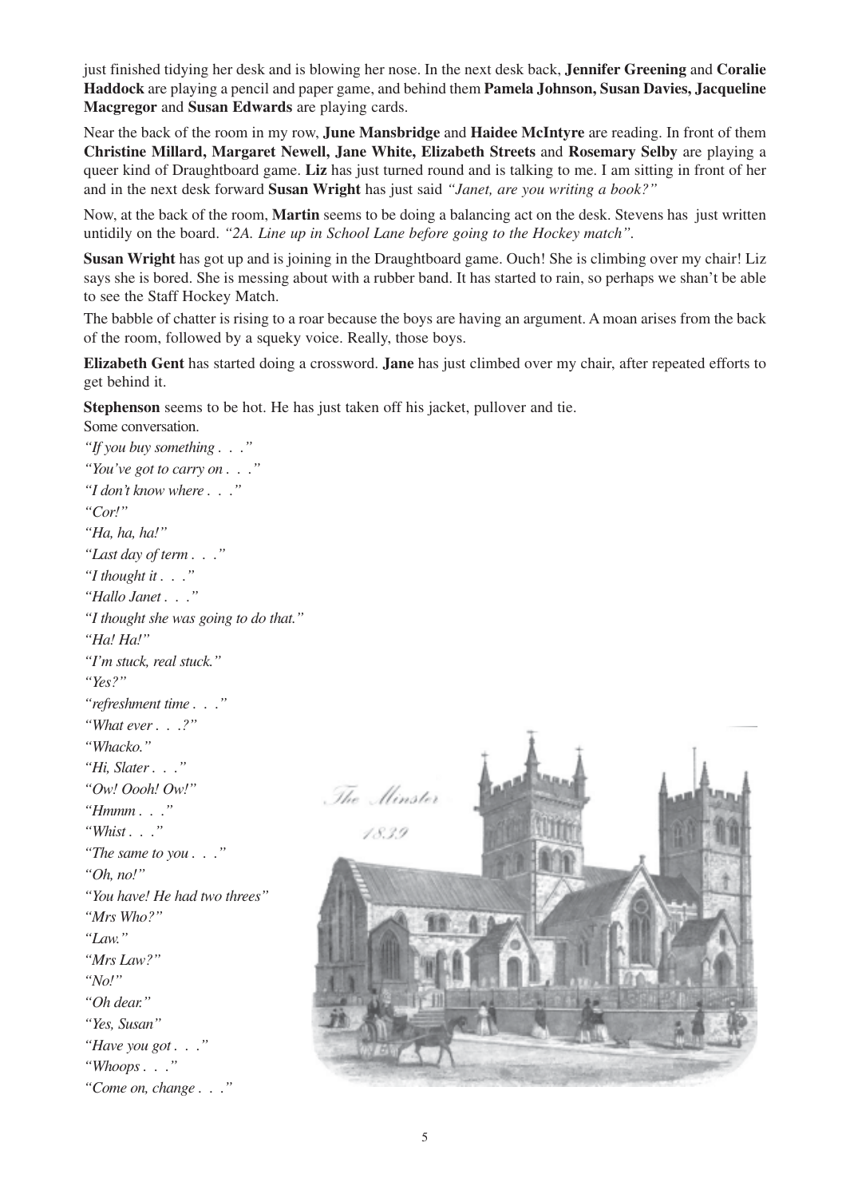just finished tidying her desk and is blowing her nose. In the next desk back, **Jennifer Greening** and **Coralie Haddock** are playing a pencil and paper game, and behind them **Pamela Johnson, Susan Davies, Jacqueline Macgregor** and **Susan Edwards** are playing cards.

Near the back of the room in my row, **June Mansbridge** and **Haidee McIntyre** are reading. In front of them **Christine Millard, Margaret Newell, Jane White, Elizabeth Streets** and **Rosemary Selby** are playing a queer kind of Draughtboard game. **Liz** has just turned round and is talking to me. I am sitting in front of her and in the next desk forward **Susan Wright** has just said *"Janet, are you writing a book?"*

Now, at the back of the room, **Martin** seems to be doing a balancing act on the desk. Stevens has just written untidily on the board. *"2A. Line up in School Lane before going to the Hockey match".*

**Susan Wright** has got up and is joining in the Draughtboard game. Ouch! She is climbing over my chair! Liz says she is bored. She is messing about with a rubber band. It has started to rain, so perhaps we shan't be able to see the Staff Hockey Match.

The babble of chatter is rising to a roar because the boys are having an argument. A moan arises from the back of the room, followed by a squeky voice. Really, those boys.

**Elizabeth Gent** has started doing a crossword. **Jane** has just climbed over my chair, after repeated efforts to get behind it.

**Stephenson** seems to be hot. He has just taken off his jacket, pullover and tie.

Some conversation.

*"If you buy something . . ."*
*"You've got to carry on . . ."*
*"I don't know where . . ."*
*"Cor!"*
*"Ha, ha, ha!"*
*"Last day of term . . ."*
*"I thought it . . ."*
*"Hallo Janet . . ."*
*"I thought she was going to do that."*
*"Ha! Ha!"*
*"I'm stuck, real stuck."*
*"Yes?"*
*"refreshment time . . ."*
*"What ever . . .?"*
*"Whacko."*
*"Hi, Slater . . ."*
*"Ow! Oooh! Ow!"*
*"Hmmm . . ."*
*"Whist . . ."*
*"The same to you . . ."*
*"Oh, no!"*
*"You have! He had two threes"*
*"Mrs Who?"*
*"Law."*
*"Mrs Law?"*
*"No!"*
*"Oh dear."*
*"Yes, Susan"*
*"Have you got . . ."*
*"Whoops . . ."*
*"Come on, change . . ."*

The Minster
1839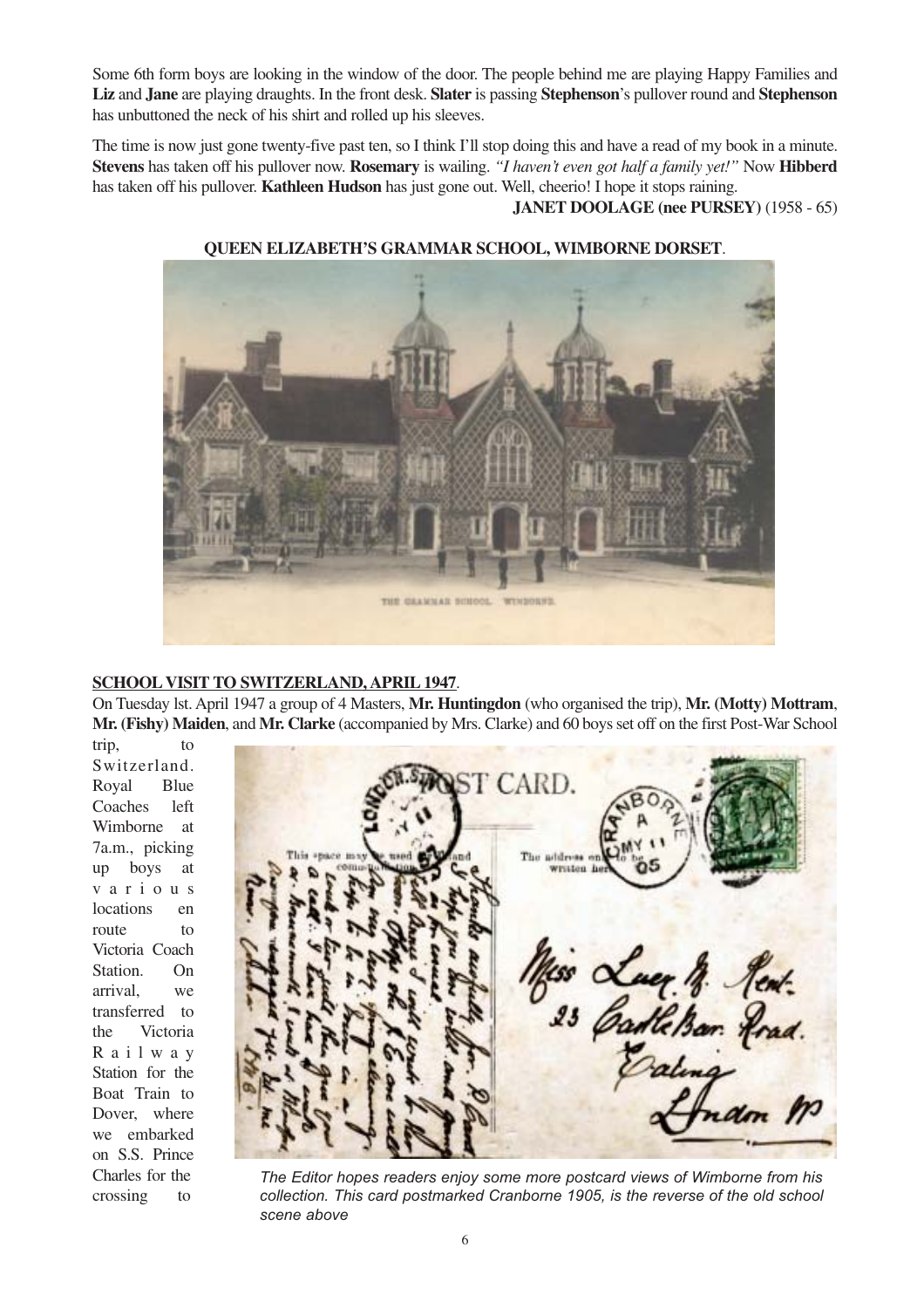Some 6th form boys are looking in the window of the door. The people behind me are playing Happy Families and **Liz** and **Jane** are playing draughts. In the front desk. **Slater** is passing **Stephenson**'s pullover round and **Stephenson** has unbuttoned the neck of his shirt and rolled up his sleeves.

The time is now just gone twenty-five past ten, so I think I'll stop doing this and have a read of my book in a minute. **Stevens** has taken off his pullover now. **Rosemary** is wailing. *"I haven't even got half a family yet!"* Now **Hibberd** has taken off his pullover. **Kathleen Hudson** has just gone out. Well, cheerio! I hope it stops raining.

**JANET DOOLAGE (nee PURSEY)** (1958 - 65)

**QUEEN ELIZABETH'S GRAMMAR SCHOOL, WIMBORNE DORSET**.

THE GRAMMAR SCHOOL. WIMBORNE.

## SCHOOL VISIT TO SWITZERLAND, APRIL 1947.

On Tuesday lst. April 1947 a group of 4 Masters, **Mr. Huntingdon** (who organised the trip), **Mr. (Motty) Mottram**, **Mr. (Fishy) Maiden**, and **Mr. Clarke** (accompanied by Mrs. Clarke) and 60 boys set off on the first Post-War School trip, to Switzerland. Royal Blue Coaches left Wimborne at 7a.m., picking up boys at various locations en route to Victoria Coach Station. On arrival, we transferred to the Victoria Railway Station for the Boat Train to Dover, where we embarked on S.S. Prince Charles for the crossing to

*The Editor hopes readers enjoy some more postcard views of Wimborne from his collection. This card postmarked Cranborne 1905, is the reverse of the old school scene above*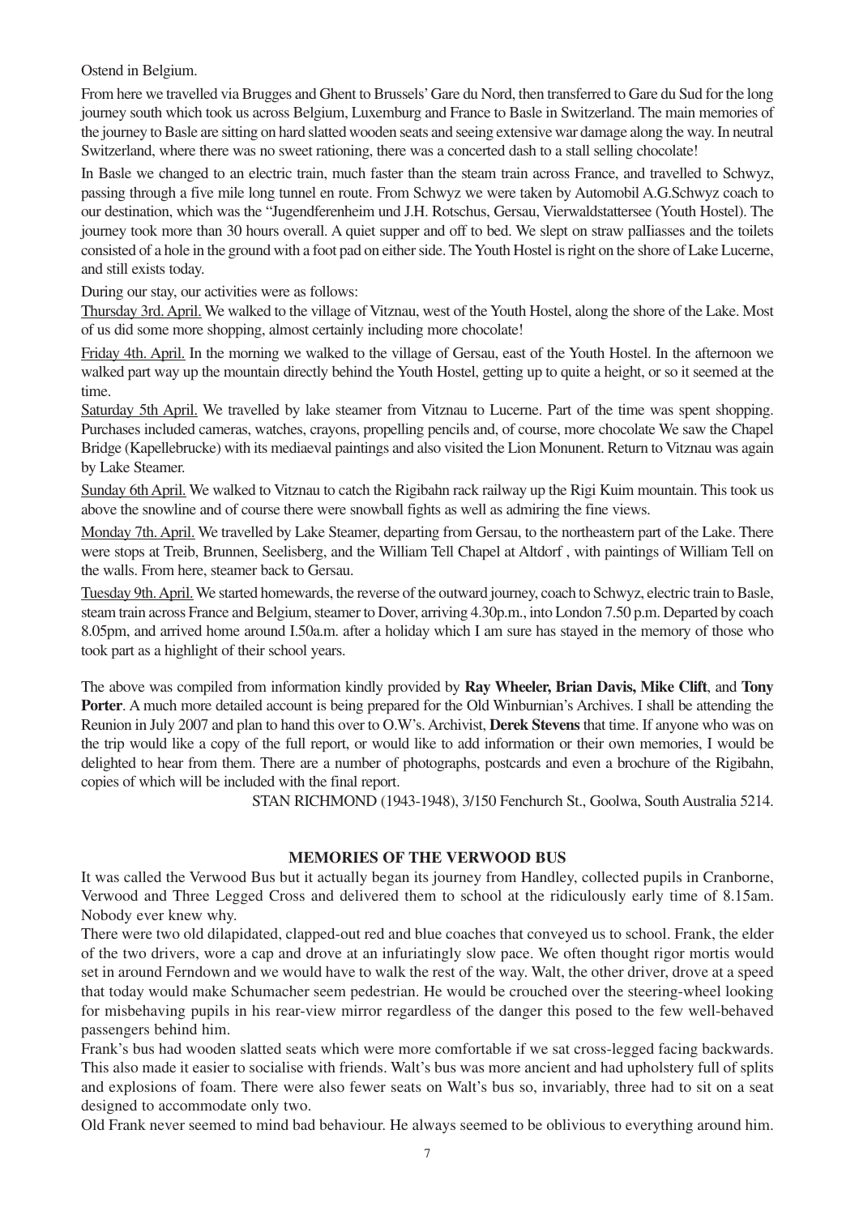Ostend in Belgium.

From here we travelled via Brugges and Ghent to Brussels' Gare du Nord, then transferred to Gare du Sud for the long journey south which took us across Belgium, Luxemburg and France to Basle in Switzerland. The main memories of the journey to Basle are sitting on hard slatted wooden seats and seeing extensive war damage along the way. In neutral Switzerland, where there was no sweet rationing, there was a concerted dash to a stall selling chocolate!

In Basle we changed to an electric train, much faster than the steam train across France, and travelled to Schwyz, passing through a five mile long tunnel en route. From Schwyz we were taken by Automobil A.G.Schwyz coach to our destination, which was the "Jugendferenheim und J.H. Rotschus, Gersau, Vierwaldstattersee (Youth Hostel). The journey took more than 30 hours overall. A quiet supper and off to bed. We slept on straw palIiasses and the toilets consisted of a hole in the ground with a foot pad on either side. The Youth Hostel is right on the shore of Lake Lucerne, and still exists today.

During our stay, our activities were as follows:

Thursday 3rd. April. We walked to the village of Vitznau, west of the Youth Hostel, along the shore of the Lake. Most of us did some more shopping, almost certainly including more chocolate!

Friday 4th. April. In the morning we walked to the village of Gersau, east of the Youth Hostel. In the afternoon we walked part way up the mountain directly behind the Youth Hostel, getting up to quite a height, or so it seemed at the time.

Saturday 5th April. We travelled by lake steamer from Vitznau to Lucerne. Part of the time was spent shopping. Purchases included cameras, watches, crayons, propelling pencils and, of course, more chocolate We saw the Chapel Bridge (Kapellebrucke) with its mediaeval paintings and also visited the Lion Monunent. Return to Vitznau was again by Lake Steamer.

Sunday 6th April. We walked to Vitznau to catch the Rigibahn rack railway up the Rigi Kuim mountain. This took us above the snowline and of course there were snowball fights as well as admiring the fine views.

Monday 7th. April. We travelled by Lake Steamer, departing from Gersau, to the northeastern part of the Lake. There were stops at Treib, Brunnen, Seelisberg, and the William Tell Chapel at Altdorf , with paintings of William Tell on the walls. From here, steamer back to Gersau.

Tuesday 9th. April. We started homewards, the reverse of the outward journey, coach to Schwyz, electric train to Basle, steam train across France and Belgium, steamer to Dover, arriving 4.30p.m., into London 7.50 p.m. Departed by coach 8.05pm, and arrived home around I.50a.m. after a holiday which I am sure has stayed in the memory of those who took part as a highlight of their school years.

The above was compiled from information kindly provided by **Ray Wheeler, Brian Davis, Mike Clift**, and **Tony Porter**. A much more detailed account is being prepared for the Old Winburnian's Archives. I shall be attending the Reunion in July 2007 and plan to hand this over to O.W's. Archivist, **Derek Stevens** that time. If anyone who was on the trip would like a copy of the full report, or would like to add information or their own memories, I would be delighted to hear from them. There are a number of photographs, postcards and even a brochure of the Rigibahn, copies of which will be included with the final report.

STAN RICHMOND (1943-1948), 3/150 Fenchurch St., Goolwa, South Australia 5214.

## MEMORIES OF THE VERWOOD BUS

It was called the Verwood Bus but it actually began its journey from Handley, collected pupils in Cranborne, Verwood and Three Legged Cross and delivered them to school at the ridiculously early time of 8.15am. Nobody ever knew why.

There were two old dilapidated, clapped-out red and blue coaches that conveyed us to school. Frank, the elder of the two drivers, wore a cap and drove at an infuriatingly slow pace. We often thought rigor mortis would set in around Ferndown and we would have to walk the rest of the way. Walt, the other driver, drove at a speed that today would make Schumacher seem pedestrian. He would be crouched over the steering-wheel looking for misbehaving pupils in his rear-view mirror regardless of the danger this posed to the few well-behaved passengers behind him.

Frank's bus had wooden slatted seats which were more comfortable if we sat cross-legged facing backwards. This also made it easier to socialise with friends. Walt's bus was more ancient and had upholstery full of splits and explosions of foam. There were also fewer seats on Walt's bus so, invariably, three had to sit on a seat designed to accommodate only two.

Old Frank never seemed to mind bad behaviour. He always seemed to be oblivious to everything around him.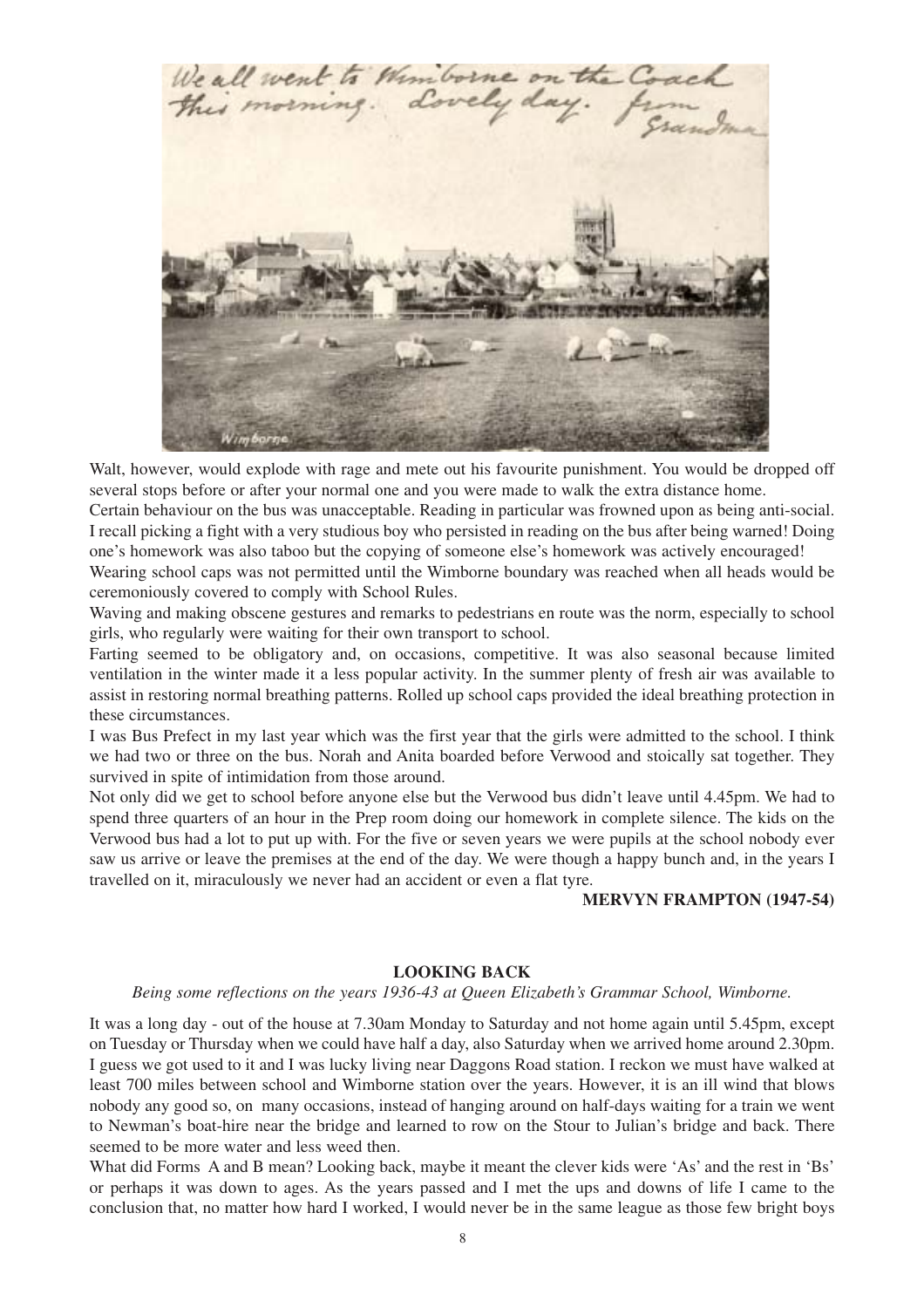Walt, however, would explode with rage and mete out his favourite punishment. You would be dropped off several stops before or after your normal one and you were made to walk the extra distance home.

Certain behaviour on the bus was unacceptable. Reading in particular was frowned upon as being anti-social. I recall picking a fight with a very studious boy who persisted in reading on the bus after being warned! Doing one's homework was also taboo but the copying of someone else's homework was actively encouraged!

Wearing school caps was not permitted until the Wimborne boundary was reached when all heads would be ceremoniously covered to comply with School Rules.

Waving and making obscene gestures and remarks to pedestrians en route was the norm, especially to school girls, who regularly were waiting for their own transport to school.

Farting seemed to be obligatory and, on occasions, competitive. It was also seasonal because limited ventilation in the winter made it a less popular activity. In the summer plenty of fresh air was available to assist in restoring normal breathing patterns. Rolled up school caps provided the ideal breathing protection in these circumstances.

I was Bus Prefect in my last year which was the first year that the girls were admitted to the school. I think we had two or three on the bus. Norah and Anita boarded before Verwood and stoically sat together. They survived in spite of intimidation from those around.

Not only did we get to school before anyone else but the Verwood bus didn't leave until 4.45pm. We had to spend three quarters of an hour in the Prep room doing our homework in complete silence. The kids on the Verwood bus had a lot to put up with. For the five or seven years we were pupils at the school nobody ever saw us arrive or leave the premises at the end of the day. We were though a happy bunch and, in the years I travelled on it, miraculously we never had an accident or even a flat tyre.

**MERVYN FRAMPTON (1947-54)**

## LOOKING BACK

*Being some reflections on the years 1936-43 at Queen Elizabeth's Grammar School, Wimborne.*

It was a long day - out of the house at 7.30am Monday to Saturday and not home again until 5.45pm, except on Tuesday or Thursday when we could have half a day, also Saturday when we arrived home around 2.30pm. I guess we got used to it and I was lucky living near Daggons Road station. I reckon we must have walked at least 700 miles between school and Wimborne station over the years. However, it is an ill wind that blows nobody any good so, on many occasions, instead of hanging around on half-days waiting for a train we went to Newman's boat-hire near the bridge and learned to row on the Stour to Julian's bridge and back. There seemed to be more water and less weed then.

What did Forms A and B mean? Looking back, maybe it meant the clever kids were 'As' and the rest in 'Bs' or perhaps it was down to ages. As the years passed and I met the ups and downs of life I came to the conclusion that, no matter how hard I worked, I would never be in the same league as those few bright boys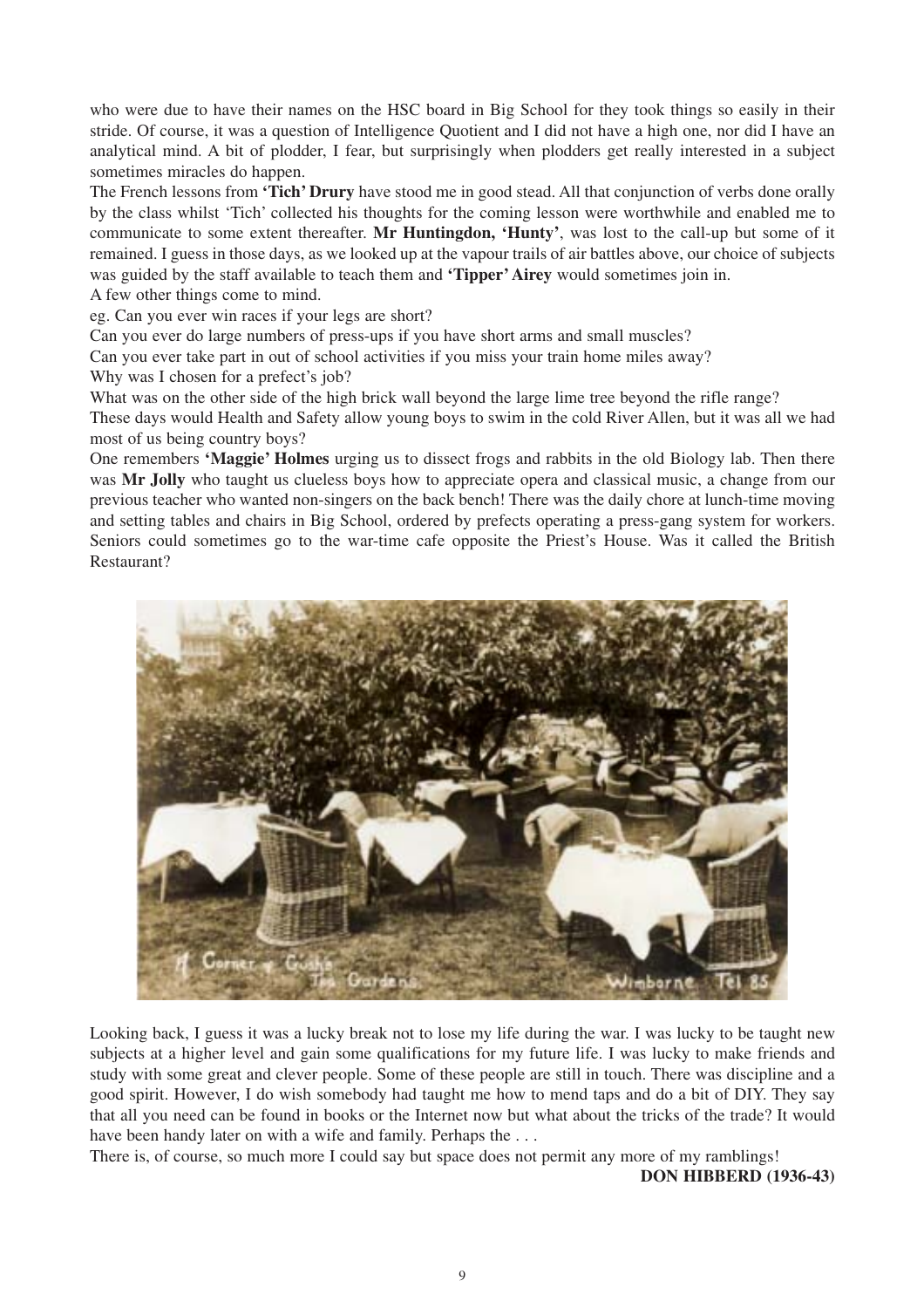who were due to have their names on the HSC board in Big School for they took things so easily in their stride. Of course, it was a question of Intelligence Quotient and I did not have a high one, nor did I have an analytical mind. A bit of plodder, I fear, but surprisingly when plodders get really interested in a subject sometimes miracles do happen.

The French lessons from **'Tich' Drury** have stood me in good stead. All that conjunction of verbs done orally by the class whilst 'Tich' collected his thoughts for the coming lesson were worthwhile and enabled me to communicate to some extent thereafter. **Mr Huntingdon, 'Hunty'**, was lost to the call-up but some of it remained. I guess in those days, as we looked up at the vapour trails of air battles above, our choice of subjects was guided by the staff available to teach them and **'Tipper' Airey** would sometimes join in.

A few other things come to mind.

eg. Can you ever win races if your legs are short?

Can you ever do large numbers of press-ups if you have short arms and small muscles?

Can you ever take part in out of school activities if you miss your train home miles away?

Why was I chosen for a prefect's job?

What was on the other side of the high brick wall beyond the large lime tree beyond the rifle range?

These days would Health and Safety allow young boys to swim in the cold River Allen, but it was all we had most of us being country boys?

One remembers **'Maggie' Holmes** urging us to dissect frogs and rabbits in the old Biology lab. Then there was **Mr Jolly** who taught us clueless boys how to appreciate opera and classical music, a change from our previous teacher who wanted non-singers on the back bench! There was the daily chore at lunch-time moving and setting tables and chairs in Big School, ordered by prefects operating a press-gang system for workers. Seniors could sometimes go to the war-time cafe opposite the Priest's House. Was it called the British Restaurant?

A Corner of Gush's Tea Gardens. Wimborne Tel 85

Looking back, I guess it was a lucky break not to lose my life during the war. I was lucky to be taught new subjects at a higher level and gain some qualifications for my future life. I was lucky to make friends and study with some great and clever people. Some of these people are still in touch. There was discipline and a good spirit. However, I do wish somebody had taught me how to mend taps and do a bit of DIY. They say that all you need can be found in books or the Internet now but what about the tricks of the trade? It would have been handy later on with a wife and family. Perhaps the . . .

There is, of course, so much more I could say but space does not permit any more of my ramblings!

**DON HIBBERD (1936-43)**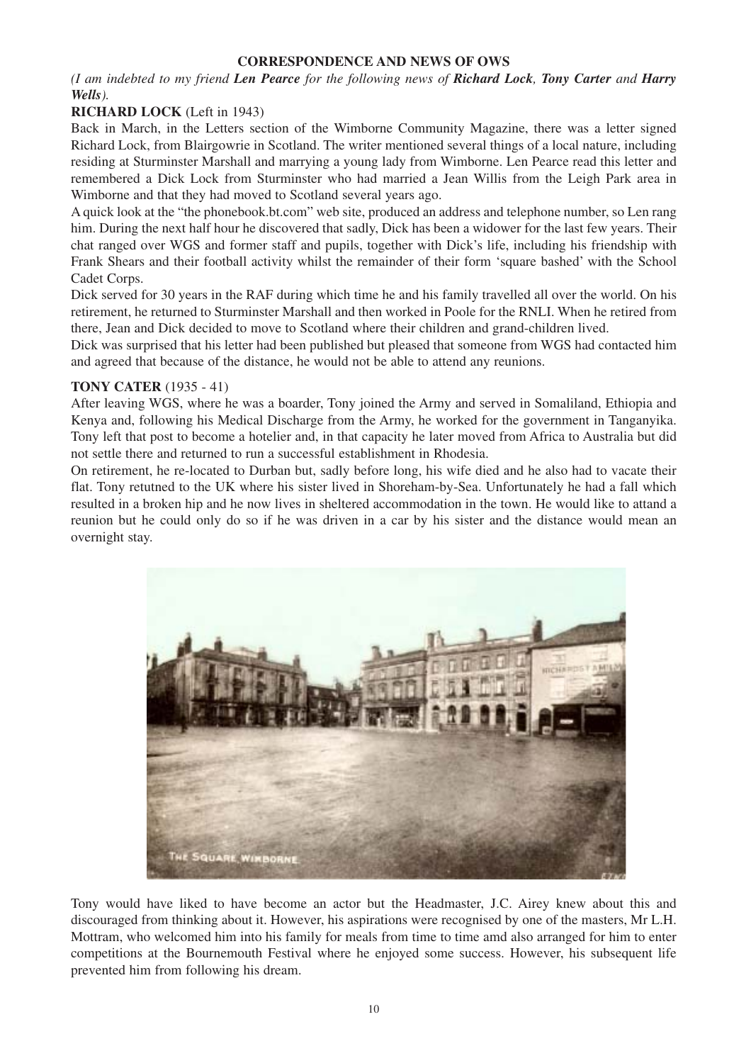**CORRESPONDENCE AND NEWS OF OWS**

*(I am indebted to my friend **Len Pearce** for the following news of **Richard Lock**, **Tony Carter** and **Harry Wells**).*

**RICHARD LOCK** (Left in 1943)

Back in March, in the Letters section of the Wimborne Community Magazine, there was a letter signed Richard Lock, from Blairgowrie in Scotland. The writer mentioned several things of a local nature, including residing at Sturminster Marshall and marrying a young lady from Wimborne. Len Pearce read this letter and remembered a Dick Lock from Sturminster who had married a Jean Willis from the Leigh Park area in Wimborne and that they had moved to Scotland several years ago.

A quick look at the "the phonebook.bt.com" web site, produced an address and telephone number, so Len rang him. During the next half hour he discovered that sadly, Dick has been a widower for the last few years. Their chat ranged over WGS and former staff and pupils, together with Dick's life, including his friendship with Frank Shears and their football activity whilst the remainder of their form 'square bashed' with the School Cadet Corps.

Dick served for 30 years in the RAF during which time he and his family travelled all over the world. On his retirement, he returned to Sturminster Marshall and then worked in Poole for the RNLI. When he retired from there, Jean and Dick decided to move to Scotland where their children and grand-children lived.

Dick was surprised that his letter had been published but pleased that someone from WGS had contacted him and agreed that because of the distance, he would not be able to attend any reunions.

**TONY CATER** (1935 - 41)

After leaving WGS, where he was a boarder, Tony joined the Army and served in Somaliland, Ethiopia and Kenya and, following his Medical Discharge from the Army, he worked for the government in Tanganyika. Tony left that post to become a hotelier and, in that capacity he later moved from Africa to Australia but did not settle there and returned to run a successful establishment in Rhodesia.

On retirement, he re-located to Durban but, sadly before long, his wife died and he also had to vacate their flat. Tony retutned to the UK where his sister lived in Shoreham-by-Sea. Unfortunately he had a fall which resulted in a broken hip and he now lives in sheltered accommodation in the town. He would like to attand a reunion but he could only do so if he was driven in a car by his sister and the distance would mean an overnight stay.

Tony would have liked to have become an actor but the Headmaster, J.C. Airey knew about this and discouraged from thinking about it. However, his aspirations were recognised by one of the masters, Mr L.H. Mottram, who welcomed him into his family for meals from time to time amd also arranged for him to enter competitions at the Bournemouth Festival where he enjoyed some success. However, his subsequent life prevented him from following his dream.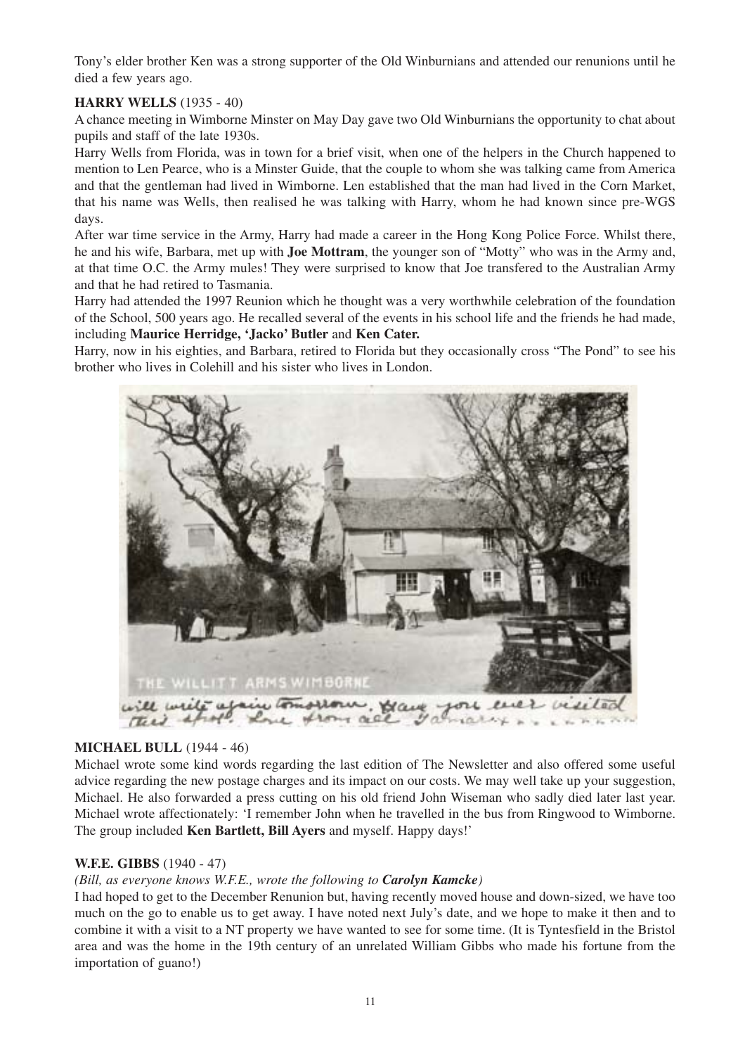Tony's elder brother Ken was a strong supporter of the Old Winburnians and attended our renunions until he died a few years ago.

**HARRY WELLS** (1935 - 40)

A chance meeting in Wimborne Minster on May Day gave two Old Winburnians the opportunity to chat about pupils and staff of the late 1930s.

Harry Wells from Florida, was in town for a brief visit, when one of the helpers in the Church happened to mention to Len Pearce, who is a Minster Guide, that the couple to whom she was talking came from America and that the gentleman had lived in Wimborne. Len established that the man had lived in the Corn Market, that his name was Wells, then realised he was talking with Harry, whom he had known since pre-WGS days.

After war time service in the Army, Harry had made a career in the Hong Kong Police Force. Whilst there, he and his wife, Barbara, met up with **Joe Mottram**, the younger son of "Motty" who was in the Army and, at that time O.C. the Army mules! They were surprised to know that Joe transfered to the Australian Army and that he had retired to Tasmania.

Harry had attended the 1997 Reunion which he thought was a very worthwhile celebration of the foundation of the School, 500 years ago. He recalled several of the events in his school life and the friends he had made, including **Maurice Herridge, 'Jacko' Butler** and **Ken Cater.**

Harry, now in his eighties, and Barbara, retired to Florida but they occasionally cross "The Pond" to see his brother who lives in Colehill and his sister who lives in London.

THE WILLITT ARMS WIMBORNE

will write again tomorrow. Have you ever visited this spot. Love from all Yamary ......

**MICHAEL BULL** (1944 - 46)

Michael wrote some kind words regarding the last edition of The Newsletter and also offered some useful advice regarding the new postage charges and its impact on our costs. We may well take up your suggestion, Michael. He also forwarded a press cutting on his old friend John Wiseman who sadly died later last year. Michael wrote affectionately: 'I remember John when he travelled in the bus from Ringwood to Wimborne. The group included **Ken Bartlett, Bill Ayers** and myself. Happy days!'

**W.F.E. GIBBS** (1940 - 47)

*(Bill, as everyone knows W.F.E., wrote the following to **Carolyn Kamcke**)*

I had hoped to get to the December Renunion but, having recently moved house and down-sized, we have too much on the go to enable us to get away. I have noted next July's date, and we hope to make it then and to combine it with a visit to a NT property we have wanted to see for some time. (It is Tyntesfield in the Bristol area and was the home in the 19th century of an unrelated William Gibbs who made his fortune from the importation of guano!)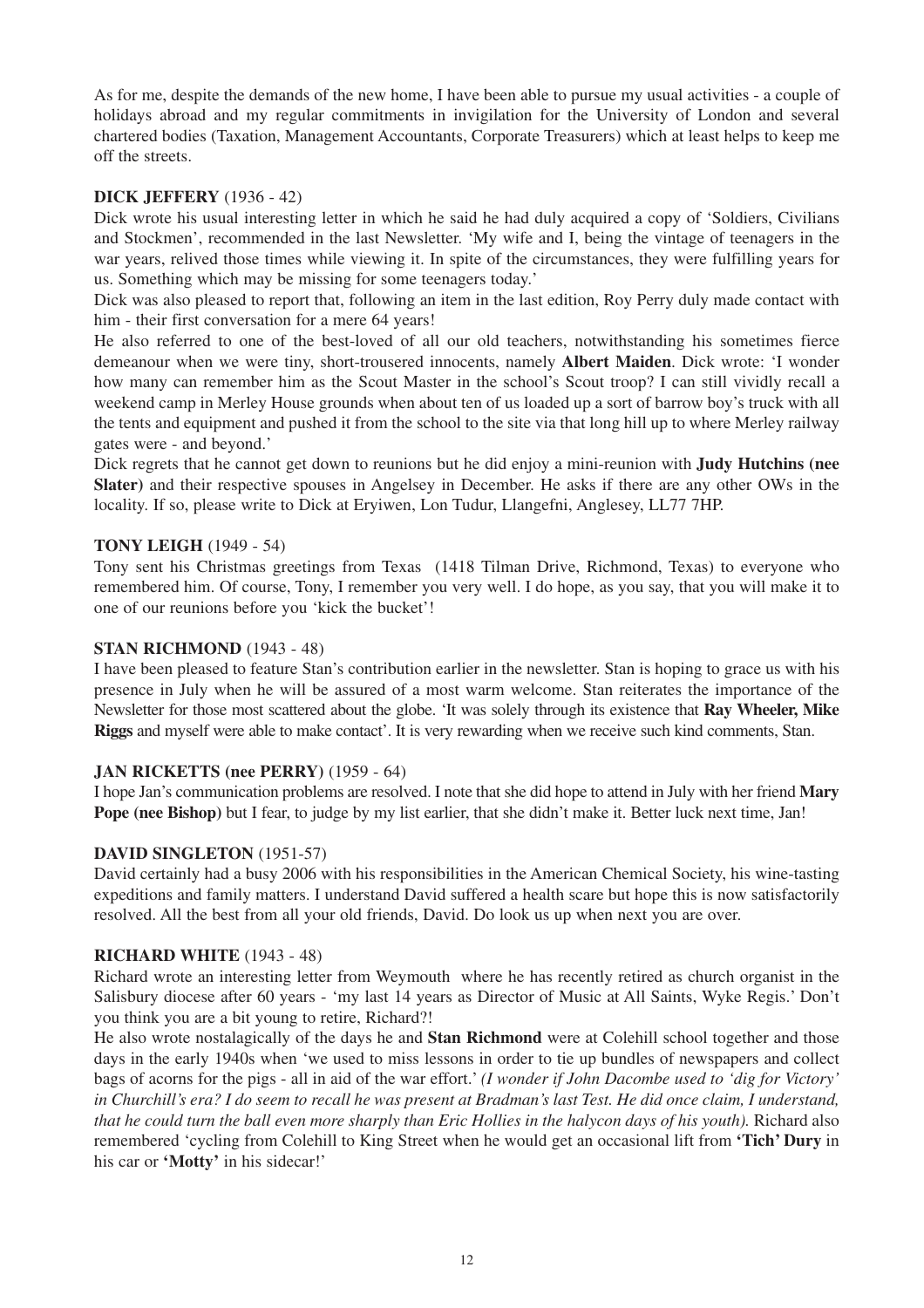As for me, despite the demands of the new home, I have been able to pursue my usual activities - a couple of holidays abroad and my regular commitments in invigilation for the University of London and several chartered bodies (Taxation, Management Accountants, Corporate Treasurers) which at least helps to keep me off the streets.

**DICK JEFFERY** (1936 - 42)

Dick wrote his usual interesting letter in which he said he had duly acquired a copy of 'Soldiers, Civilians and Stockmen', recommended in the last Newsletter. 'My wife and I, being the vintage of teenagers in the war years, relived those times while viewing it. In spite of the circumstances, they were fulfilling years for us. Something which may be missing for some teenagers today.'

Dick was also pleased to report that, following an item in the last edition, Roy Perry duly made contact with him - their first conversation for a mere 64 years!

He also referred to one of the best-loved of all our old teachers, notwithstanding his sometimes fierce demeanour when we were tiny, short-trousered innocents, namely **Albert Maiden**. Dick wrote: 'I wonder how many can remember him as the Scout Master in the school's Scout troop? I can still vividly recall a weekend camp in Merley House grounds when about ten of us loaded up a sort of barrow boy's truck with all the tents and equipment and pushed it from the school to the site via that long hill up to where Merley railway gates were - and beyond.'

Dick regrets that he cannot get down to reunions but he did enjoy a mini-reunion with **Judy Hutchins (nee Slater)** and their respective spouses in Angelsey in December. He asks if there are any other OWs in the locality. If so, please write to Dick at Eryiwen, Lon Tudur, Llangefni, Anglesey, LL77 7HP.

**TONY LEIGH** (1949 - 54)

Tony sent his Christmas greetings from Texas (1418 Tilman Drive, Richmond, Texas) to everyone who remembered him. Of course, Tony, I remember you very well. I do hope, as you say, that you will make it to one of our reunions before you 'kick the bucket'!

**STAN RICHMOND** (1943 - 48)

I have been pleased to feature Stan's contribution earlier in the newsletter. Stan is hoping to grace us with his presence in July when he will be assured of a most warm welcome. Stan reiterates the importance of the Newsletter for those most scattered about the globe. 'It was solely through its existence that **Ray Wheeler, Mike Riggs** and myself were able to make contact'. It is very rewarding when we receive such kind comments, Stan.

**JAN RICKETTS (nee PERRY)** (1959 - 64)

I hope Jan's communication problems are resolved. I note that she did hope to attend in July with her friend **Mary Pope (nee Bishop)** but I fear, to judge by my list earlier, that she didn't make it. Better luck next time, Jan!

**DAVID SINGLETON** (1951-57)

David certainly had a busy 2006 with his responsibilities in the American Chemical Society, his wine-tasting expeditions and family matters. I understand David suffered a health scare but hope this is now satisfactorily resolved. All the best from all your old friends, David. Do look us up when next you are over.

**RICHARD WHITE** (1943 - 48)

Richard wrote an interesting letter from Weymouth where he has recently retired as church organist in the Salisbury diocese after 60 years - 'my last 14 years as Director of Music at All Saints, Wyke Regis.' Don't you think you are a bit young to retire, Richard?!

He also wrote nostalagically of the days he and **Stan Richmond** were at Colehill school together and those days in the early 1940s when 'we used to miss lessons in order to tie up bundles of newspapers and collect bags of acorns for the pigs - all in aid of the war effort.' *(I wonder if John Dacombe used to 'dig for Victory' in Churchill's era? I do seem to recall he was present at Bradman's last Test. He did once claim, I understand, that he could turn the ball even more sharply than Eric Hollies in the halycon days of his youth).* Richard also remembered 'cycling from Colehill to King Street when he would get an occasional lift from **'Tich' Dury** in his car or **'Motty'** in his sidecar!'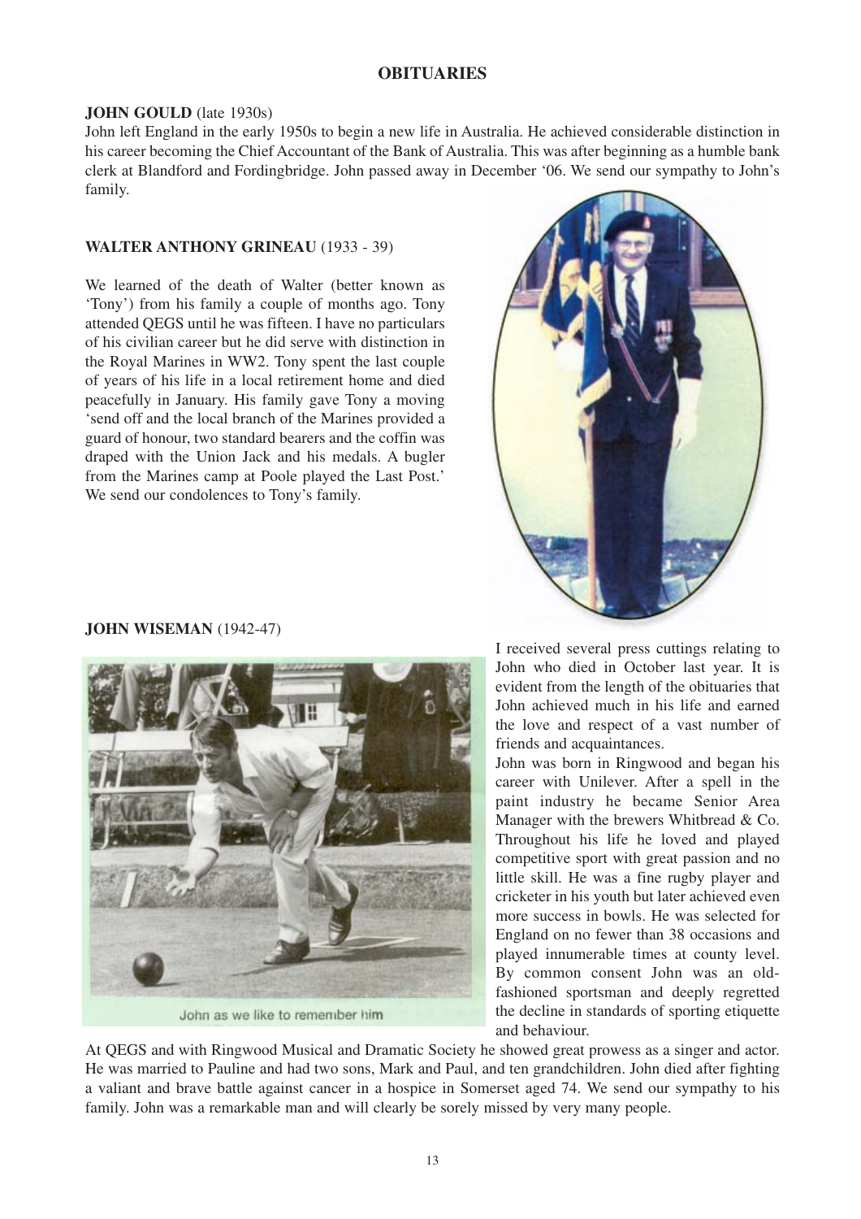# OBITUARIES

**JOHN GOULD** (late 1930s)

John left England in the early 1950s to begin a new life in Australia. He achieved considerable distinction in his career becoming the Chief Accountant of the Bank of Australia. This was after beginning as a humble bank clerk at Blandford and Fordingbridge. John passed away in December '06. We send our sympathy to John's family.

**WALTER ANTHONY GRINEAU** (1933 - 39)

We learned of the death of Walter (better known as 'Tony') from his family a couple of months ago. Tony attended QEGS until he was fifteen. I have no particulars of his civilian career but he did serve with distinction in the Royal Marines in WW2. Tony spent the last couple of years of his life in a local retirement home and died peacefully in January. His family gave Tony a moving 'send off and the local branch of the Marines provided a guard of honour, two standard bearers and the coffin was draped with the Union Jack and his medals. A bugler from the Marines camp at Poole played the Last Post.' We send our condolences to Tony's family.

**JOHN WISEMAN** (1942-47)

John as we like to remember him

I received several press cuttings relating to John who died in October last year. It is evident from the length of the obituaries that John achieved much in his life and earned the love and respect of a vast number of friends and acquaintances.

John was born in Ringwood and began his career with Unilever. After a spell in the paint industry he became Senior Area Manager with the brewers Whitbread & Co. Throughout his life he loved and played competitive sport with great passion and no little skill. He was a fine rugby player and cricketer in his youth but later achieved even more success in bowls. He was selected for England on no fewer than 38 occasions and played innumerable times at county level. By common consent John was an old-fashioned sportsman and deeply regretted the decline in standards of sporting etiquette and behaviour.

At QEGS and with Ringwood Musical and Dramatic Society he showed great prowess as a singer and actor. He was married to Pauline and had two sons, Mark and Paul, and ten grandchildren. John died after fighting a valiant and brave battle against cancer in a hospice in Somerset aged 74. We send our sympathy to his family. John was a remarkable man and will clearly be sorely missed by very many people.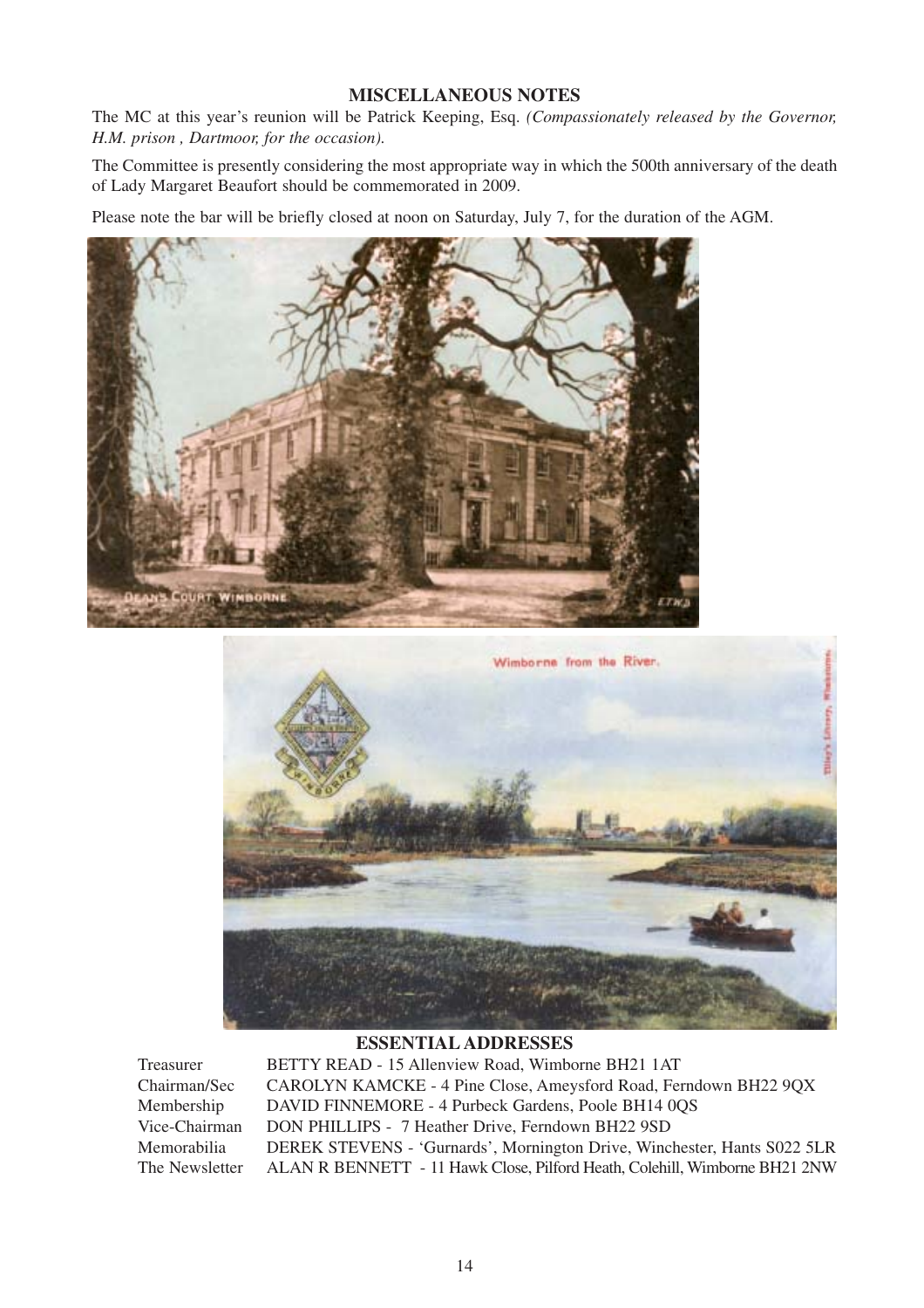## MISCELLANEOUS NOTES

The MC at this year's reunion will be Patrick Keeping, Esq. *(Compassionately released by the Governor, H.M. prison , Dartmoor, for the occasion).*

The Committee is presently considering the most appropriate way in which the 500th anniversary of the death of Lady Margaret Beaufort should be commemorated in 2009.

Please note the bar will be briefly closed at noon on Saturday, July 7, for the duration of the AGM.

## ESSENTIAL ADDRESSES

| | |
|---|---|
| Treasurer | BETTY READ - 15 Allenview Road, Wimborne BH21 1AT |
| Chairman/Sec | CAROLYN KAMCKE - 4 Pine Close, Ameysford Road, Ferndown BH22 9QX |
| Membership | DAVID FINNEMORE - 4 Purbeck Gardens, Poole BH14 0QS |
| Vice-Chairman | DON PHILLIPS - 7 Heather Drive, Ferndown BH22 9SD |
| Memorabilia | DEREK STEVENS - 'Gurnards', Mornington Drive, Winchester, Hants S022 5LR |
| The Newsletter | ALAN R BENNETT - 11 Hawk Close, Pilford Heath, Colehill, Wimborne BH21 2NW |